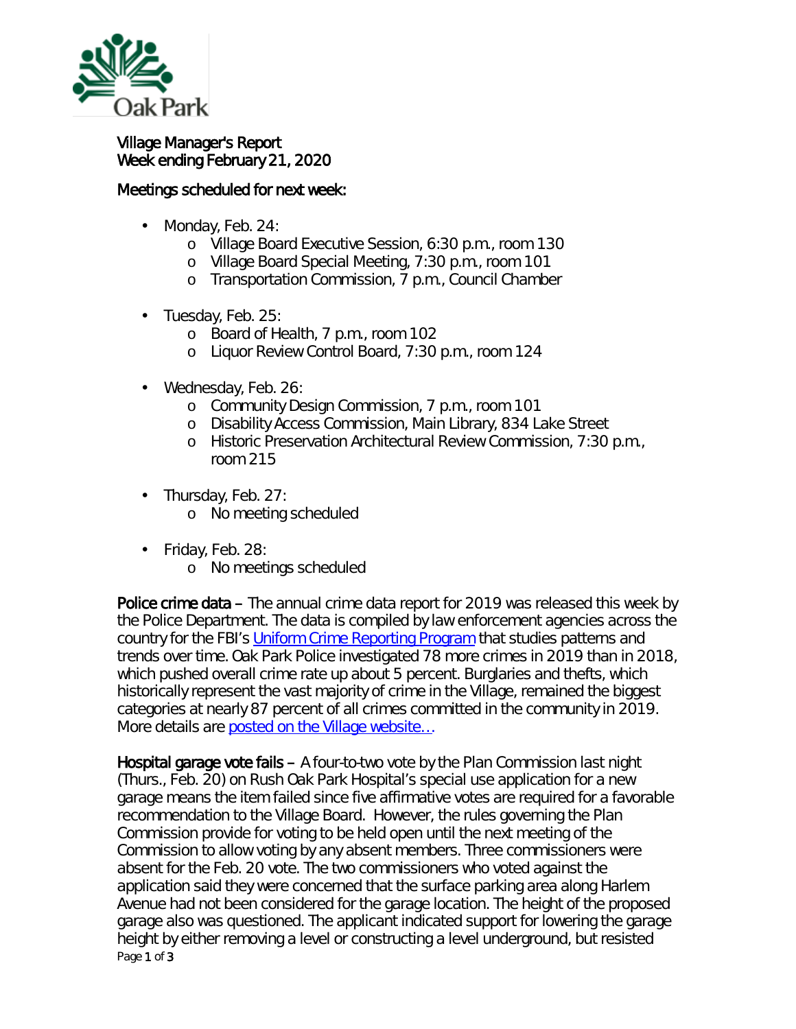Oak Park

Village Manager's Report
Week ending February 21, 2020

Meetings scheduled for next week:

- Monday, Feb. 24:
  - Village Board Executive Session, 6:30 p.m., room 130
  - Village Board Special Meeting, 7:30 p.m., room 101
  - Transportation Commission, 7 p.m., Council Chamber
- Tuesday, Feb. 25:
  - Board of Health, 7 p.m., room 102
  - Liquor Review Control Board, 7:30 p.m., room 124
- Wednesday, Feb. 26:
  - Community Design Commission, 7 p.m., room 101
  - Disability Access Commission, Main Library, 834 Lake Street
  - Historic Preservation Architectural Review Commission, 7:30 p.m., room 215
- Thursday, Feb. 27:
  - No meeting scheduled
- Friday, Feb. 28:
  - No meetings scheduled

**Police crime data** – The annual crime data report for 2019 was released this week by the Police Department. The data is compiled by law enforcement agencies across the country for the FBI's Uniform Crime Reporting Program that studies patterns and trends over time. Oak Park Police investigated 78 more crimes in 2019 than in 2018, which pushed overall crime rate up about 5 percent. Burglaries and thefts, which historically represent the vast majority of crime in the Village, remained the biggest categories at nearly 87 percent of all crimes committed in the community in 2019. More details are posted on the Village website…

**Hospital garage vote fails** – A four-to-two vote by the Plan Commission last night (Thurs., Feb. 20) on Rush Oak Park Hospital's special use application for a new garage means the item failed since five affirmative votes are required for a favorable recommendation to the Village Board. However, the rules governing the Plan Commission provide for voting to be held open until the next meeting of the Commission to allow voting by any absent members. Three commissioners were absent for the Feb. 20 vote. The two commissioners who voted against the application said they were concerned that the surface parking area along Harlem Avenue had not been considered for the garage location. The height of the proposed garage also was questioned. The applicant indicated support for lowering the garage height by either removing a level or constructing a level underground, but resisted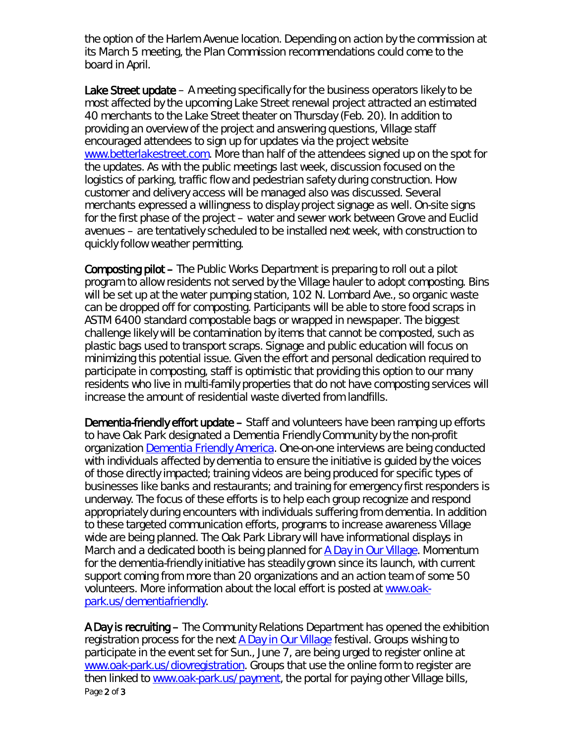the option of the Harlem Avenue location. Depending on action by the commission at its March 5 meeting, the Plan Commission recommendations could come to the board in April.

**Lake Street update** – A meeting specifically for the business operators likely to be most affected by the upcoming Lake Street renewal project attracted an estimated 40 merchants to the Lake Street theater on Thursday (Feb. 20). In addition to providing an overview of the project and answering questions, Village staff encouraged attendees to sign up for updates via the project website [www.betterlakestreet.com](www.betterlakestreet.com). More than half of the attendees signed up on the spot for the updates. As with the public meetings last week, discussion focused on the logistics of parking, traffic flow and pedestrian safety during construction. How customer and delivery access will be managed also was discussed. Several merchants expressed a willingness to display project signage as well. On-site signs for the first phase of the project – water and sewer work between Grove and Euclid avenues – are tentatively scheduled to be installed next week, with construction to quickly follow weather permitting.

**Composting pilot** – The Public Works Department is preparing to roll out a pilot program to allow residents not served by the Village hauler to adopt composting. Bins will be set up at the water pumping station, 102 N. Lombard Ave., so organic waste can be dropped off for composting. Participants will be able to store food scraps in ASTM 6400 standard compostable bags or wrapped in newspaper. The biggest challenge likely will be contamination by items that cannot be composted, such as plastic bags used to transport scraps. Signage and public education will focus on minimizing this potential issue. Given the effort and personal dedication required to participate in composting, staff is optimistic that providing this option to our many residents who live in multi-family properties that do not have composting services will increase the amount of residential waste diverted from landfills.

**Dementia-friendly effort update** – Staff and volunteers have been ramping up efforts to have Oak Park designated a Dementia Friendly Community by the non-profit organization [Dementia Friendly America](). One-on-one interviews are being conducted with individuals affected by dementia to ensure the initiative is guided by the voices of those directly impacted; training videos are being produced for specific types of businesses like banks and restaurants; and training for emergency first responders is underway. The focus of these efforts is to help each group recognize and respond appropriately during encounters with individuals suffering from dementia. In addition to these targeted communication efforts, programs to increase awareness Village wide are being planned. The Oak Park Library will have informational displays in March and a dedicated booth is being planned for [A Day in Our Village](). Momentum for the dementia-friendly initiative has steadily grown since its launch, with current support coming from more than 20 organizations and an action team of some 50 volunteers. More information about the local effort is posted at [www.oak-park.us/dementiafriendly](www.oak-park.us/dementiafriendly).

**A Day is recruiting** – The Community Relations Department has opened the exhibition registration process for the next [A Day in Our Village]() festival. Groups wishing to participate in the event set for Sun., June 7, are being urged to register online at [www.oak-park.us/diovregistration](www.oak-park.us/diovregistration). Groups that use the online form to register are then linked to [www.oak-park.us/payment](www.oak-park.us/payment), the portal for paying other Village bills,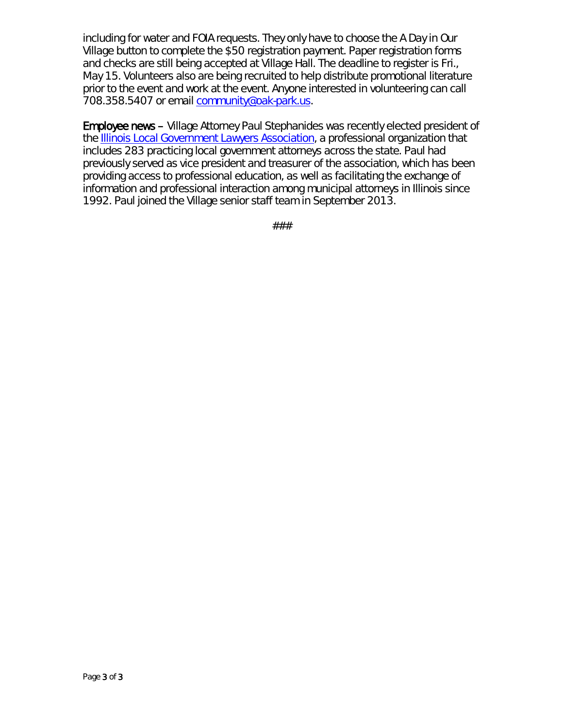including for water and FOIA requests. They only have to choose the A Day in Our Village button to complete the $50 registration payment. Paper registration forms and checks are still being accepted at Village Hall. The deadline to register is Fri., May 15. Volunteers also are being recruited to help distribute promotional literature prior to the event and work at the event. Anyone interested in volunteering can call 708.358.5407 or email [community@oak-park.us](mailto:community@oak-park.us).

**Employee news** – Village Attorney Paul Stephanides was recently elected president of the [Illinois Local Government Lawyers Association](), a professional organization that includes 283 practicing local government attorneys across the state. Paul had previously served as vice president and treasurer of the association, which has been providing access to professional education, as well as facilitating the exchange of information and professional interaction among municipal attorneys in Illinois since 1992. Paul joined the Village senior staff team in September 2013.

###